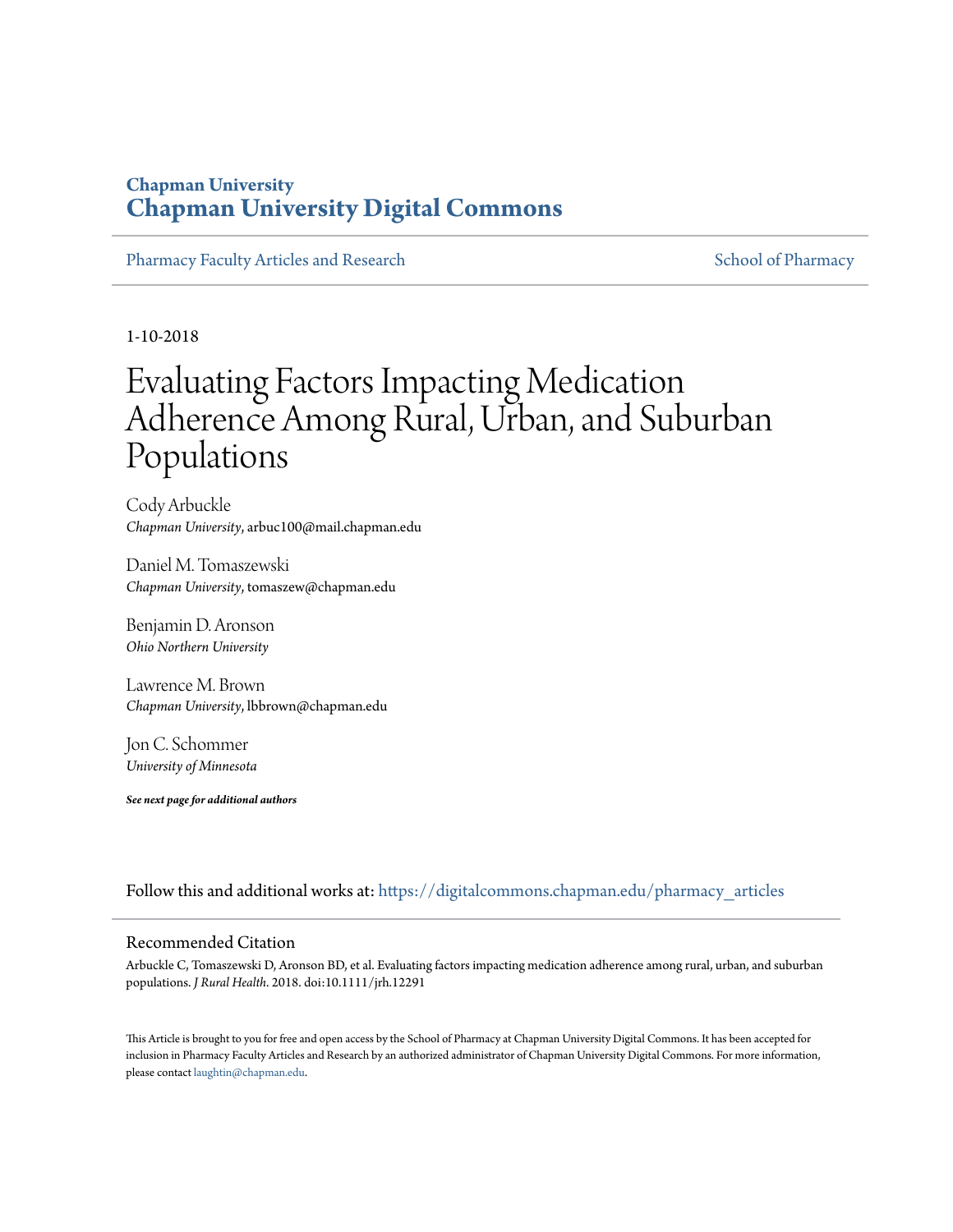# Chapman University
# Chapman University Digital Commons

Pharmacy Faculty Articles and Research

School of Pharmacy

1-10-2018

# Evaluating Factors Impacting Medication Adherence Among Rural, Urban, and Suburban Populations

Cody Arbuckle
*Chapman University*, arbuc100@mail.chapman.edu

Daniel M. Tomaszewski
*Chapman University*, tomaszew@chapman.edu

Benjamin D. Aronson
*Ohio Northern University*

Lawrence M. Brown
*Chapman University*, lbbrown@chapman.edu

Jon C. Schommer
*University of Minnesota*

***See next page for additional authors***

Follow this and additional works at: https://digitalcommons.chapman.edu/pharmacy_articles

## Recommended Citation

Arbuckle C, Tomaszewski D, Aronson BD, et al. Evaluating factors impacting medication adherence among rural, urban, and suburban populations. *J Rural Health*. 2018. doi:10.1111/jrh.12291

This Article is brought to you for free and open access by the School of Pharmacy at Chapman University Digital Commons. It has been accepted for inclusion in Pharmacy Faculty Articles and Research by an authorized administrator of Chapman University Digital Commons. For more information, please contact laughtin@chapman.edu.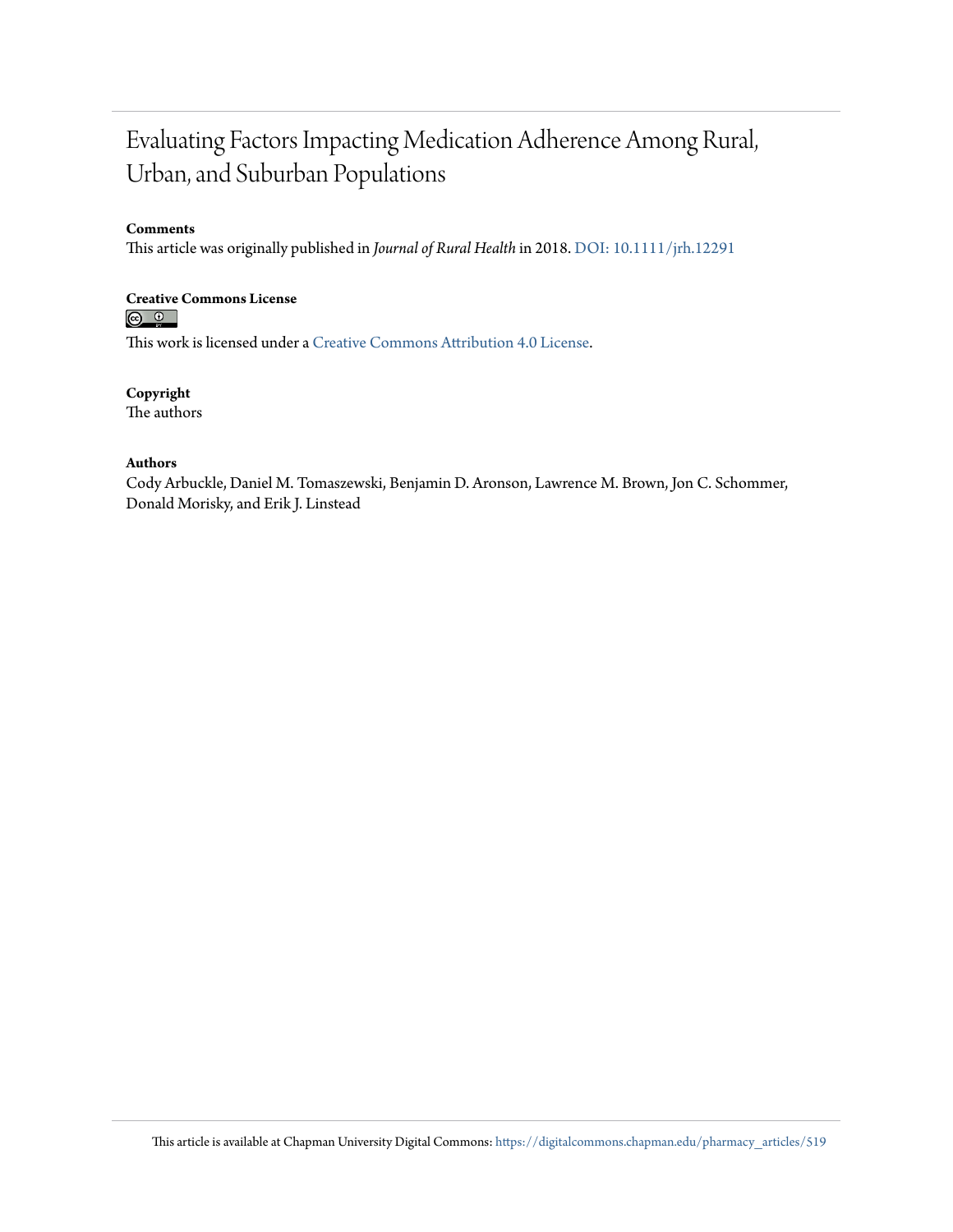# Evaluating Factors Impacting Medication Adherence Among Rural, Urban, and Suburban Populations

**Comments**
This article was originally published in *Journal of Rural Health* in 2018. DOI: 10.1111/jrh.12291

**Creative Commons License**

This work is licensed under a Creative Commons Attribution 4.0 License.

**Copyright**
The authors

**Authors**
Cody Arbuckle, Daniel M. Tomaszewski, Benjamin D. Aronson, Lawrence M. Brown, Jon C. Schommer, Donald Morisky, and Erik J. Linstead

This article is available at Chapman University Digital Commons: https://digitalcommons.chapman.edu/pharmacy_articles/519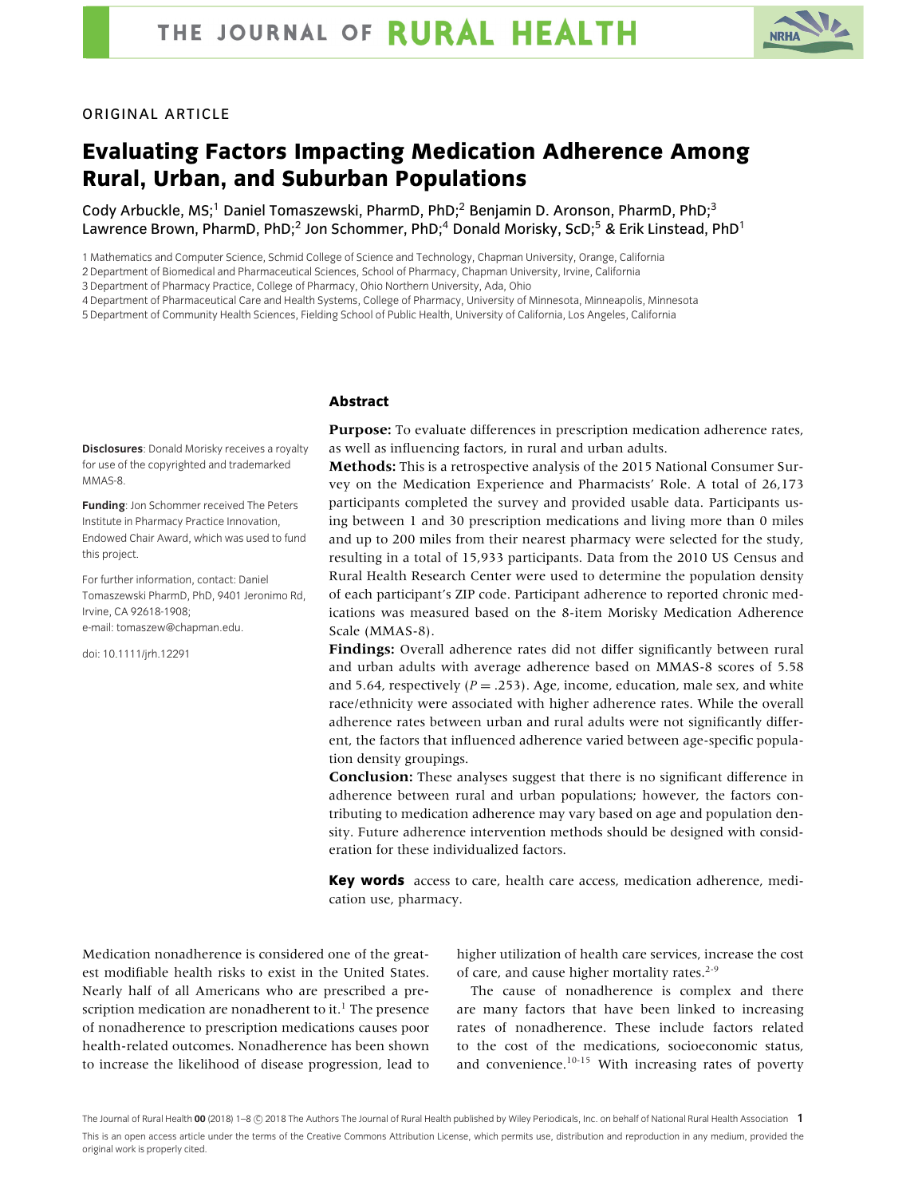ORIGINAL ARTICLE

# Evaluating Factors Impacting Medication Adherence Among Rural, Urban, and Suburban Populations

Cody Arbuckle, MS;[1] Daniel Tomaszewski, PharmD, PhD;[2] Benjamin D. Aronson, PharmD, PhD;[3] Lawrence Brown, PharmD, PhD;[2] Jon Schommer, PhD;[4] Donald Morisky, ScD;[5] & Erik Linstead, PhD[1]

1 Mathematics and Computer Science, Schmid College of Science and Technology, Chapman University, Orange, California
2 Department of Biomedical and Pharmaceutical Sciences, School of Pharmacy, Chapman University, Irvine, California
3 Department of Pharmacy Practice, College of Pharmacy, Ohio Northern University, Ada, Ohio
4 Department of Pharmaceutical Care and Health Systems, College of Pharmacy, University of Minnesota, Minneapolis, Minnesota
5 Department of Community Health Sciences, Fielding School of Public Health, University of California, Los Angeles, California

**Disclosures**: Donald Morisky receives a royalty for use of the copyrighted and trademarked MMAS-8.

**Funding**: Jon Schommer received The Peters Institute in Pharmacy Practice Innovation, Endowed Chair Award, which was used to fund this project.

For further information, contact: Daniel Tomaszewski PharmD, PhD, 9401 Jeronimo Rd, Irvine, CA 92618-1908; e-mail: tomaszew@chapman.edu.

doi: 10.1111/jrh.12291

## Abstract

**Purpose:** To evaluate differences in prescription medication adherence rates, as well as influencing factors, in rural and urban adults.

**Methods:** This is a retrospective analysis of the 2015 National Consumer Survey on the Medication Experience and Pharmacists' Role. A total of 26,173 participants completed the survey and provided usable data. Participants using between 1 and 30 prescription medications and living more than 0 miles and up to 200 miles from their nearest pharmacy were selected for the study, resulting in a total of 15,933 participants. Data from the 2010 US Census and Rural Health Research Center were used to determine the population density of each participant's ZIP code. Participant adherence to reported chronic medications was measured based on the 8-item Morisky Medication Adherence Scale (MMAS-8).

**Findings:** Overall adherence rates did not differ significantly between rural and urban adults with average adherence based on MMAS-8 scores of 5.58 and 5.64, respectively ($P = .253$). Age, income, education, male sex, and white race/ethnicity were associated with higher adherence rates. While the overall adherence rates between urban and rural adults were not significantly different, the factors that influenced adherence varied between age-specific population density groupings.

**Conclusion:** These analyses suggest that there is no significant difference in adherence between rural and urban populations; however, the factors contributing to medication adherence may vary based on age and population density. Future adherence intervention methods should be designed with consideration for these individualized factors.

**Key words** access to care, health care access, medication adherence, medication use, pharmacy.

Medication nonadherence is considered one of the greatest modifiable health risks to exist in the United States. Nearly half of all Americans who are prescribed a prescription medication are nonadherent to it.[1] The presence of nonadherence to prescription medications causes poor health-related outcomes. Nonadherence has been shown to increase the likelihood of disease progression, lead to higher utilization of health care services, increase the cost of care, and cause higher mortality rates.[2-9]

The cause of nonadherence is complex and there are many factors that have been linked to increasing rates of nonadherence. These include factors related to the cost of the medications, socioeconomic status, and convenience.[10-15] With increasing rates of poverty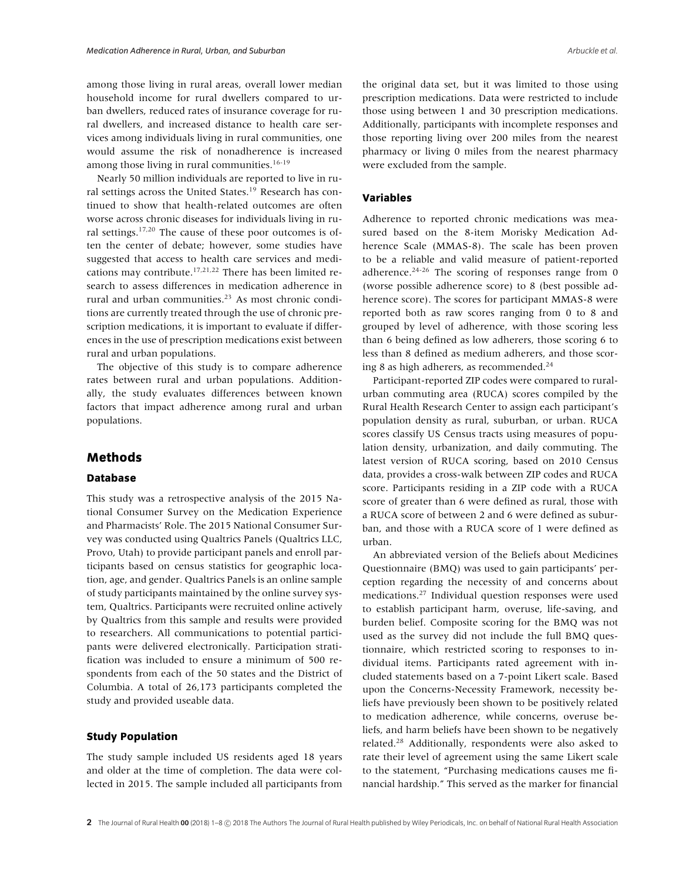among those living in rural areas, overall lower median household income for rural dwellers compared to urban dwellers, reduced rates of insurance coverage for rural dwellers, and increased distance to health care services among individuals living in rural communities, one would assume the risk of nonadherence is increased among those living in rural communities.[16-19]

Nearly 50 million individuals are reported to live in rural settings across the United States.[19] Research has continued to show that health-related outcomes are often worse across chronic diseases for individuals living in rural settings.[17,20] The cause of these poor outcomes is often the center of debate; however, some studies have suggested that access to health care services and medications may contribute.[17,21,22] There has been limited research to assess differences in medication adherence in rural and urban communities.[23] As most chronic conditions are currently treated through the use of chronic prescription medications, it is important to evaluate if differences in the use of prescription medications exist between rural and urban populations.

The objective of this study is to compare adherence rates between rural and urban populations. Additionally, the study evaluates differences between known factors that impact adherence among rural and urban populations.

## Methods

### Database

This study was a retrospective analysis of the 2015 National Consumer Survey on the Medication Experience and Pharmacists' Role. The 2015 National Consumer Survey was conducted using Qualtrics Panels (Qualtrics LLC, Provo, Utah) to provide participant panels and enroll participants based on census statistics for geographic location, age, and gender. Qualtrics Panels is an online sample of study participants maintained by the online survey system, Qualtrics. Participants were recruited online actively by Qualtrics from this sample and results were provided to researchers. All communications to potential participants were delivered electronically. Participation stratification was included to ensure a minimum of 500 respondents from each of the 50 states and the District of Columbia. A total of 26,173 participants completed the study and provided useable data.

### Study Population

The study sample included US residents aged 18 years and older at the time of completion. The data were collected in 2015. The sample included all participants from the original data set, but it was limited to those using prescription medications. Data were restricted to include those using between 1 and 30 prescription medications. Additionally, participants with incomplete responses and those reporting living over 200 miles from the nearest pharmacy or living 0 miles from the nearest pharmacy were excluded from the sample.

### Variables

Adherence to reported chronic medications was measured based on the 8-item Morisky Medication Adherence Scale (MMAS-8). The scale has been proven to be a reliable and valid measure of patient-reported adherence.[24-26] The scoring of responses range from 0 (worse possible adherence score) to 8 (best possible adherence score). The scores for participant MMAS-8 were reported both as raw scores ranging from 0 to 8 and grouped by level of adherence, with those scoring less than 6 being defined as low adherers, those scoring 6 to less than 8 defined as medium adherers, and those scoring 8 as high adherers, as recommended.[24]

Participant-reported ZIP codes were compared to rural-urban commuting area (RUCA) scores compiled by the Rural Health Research Center to assign each participant's population density as rural, suburban, or urban. RUCA scores classify US Census tracts using measures of population density, urbanization, and daily commuting. The latest version of RUCA scoring, based on 2010 Census data, provides a cross-walk between ZIP codes and RUCA score. Participants residing in a ZIP code with a RUCA score of greater than 6 were defined as rural, those with a RUCA score of between 2 and 6 were defined as suburban, and those with a RUCA score of 1 were defined as urban.

An abbreviated version of the Beliefs about Medicines Questionnaire (BMQ) was used to gain participants' perception regarding the necessity of and concerns about medications.[27] Individual question responses were used to establish participant harm, overuse, life-saving, and burden belief. Composite scoring for the BMQ was not used as the survey did not include the full BMQ questionnaire, which restricted scoring to responses to individual items. Participants rated agreement with included statements based on a 7-point Likert scale. Based upon the Concerns-Necessity Framework, necessity beliefs have previously been shown to be positively related to medication adherence, while concerns, overuse beliefs, and harm beliefs have been shown to be negatively related.[28] Additionally, respondents were also asked to rate their level of agreement using the same Likert scale to the statement, "Purchasing medications causes me financial hardship." This served as the marker for financial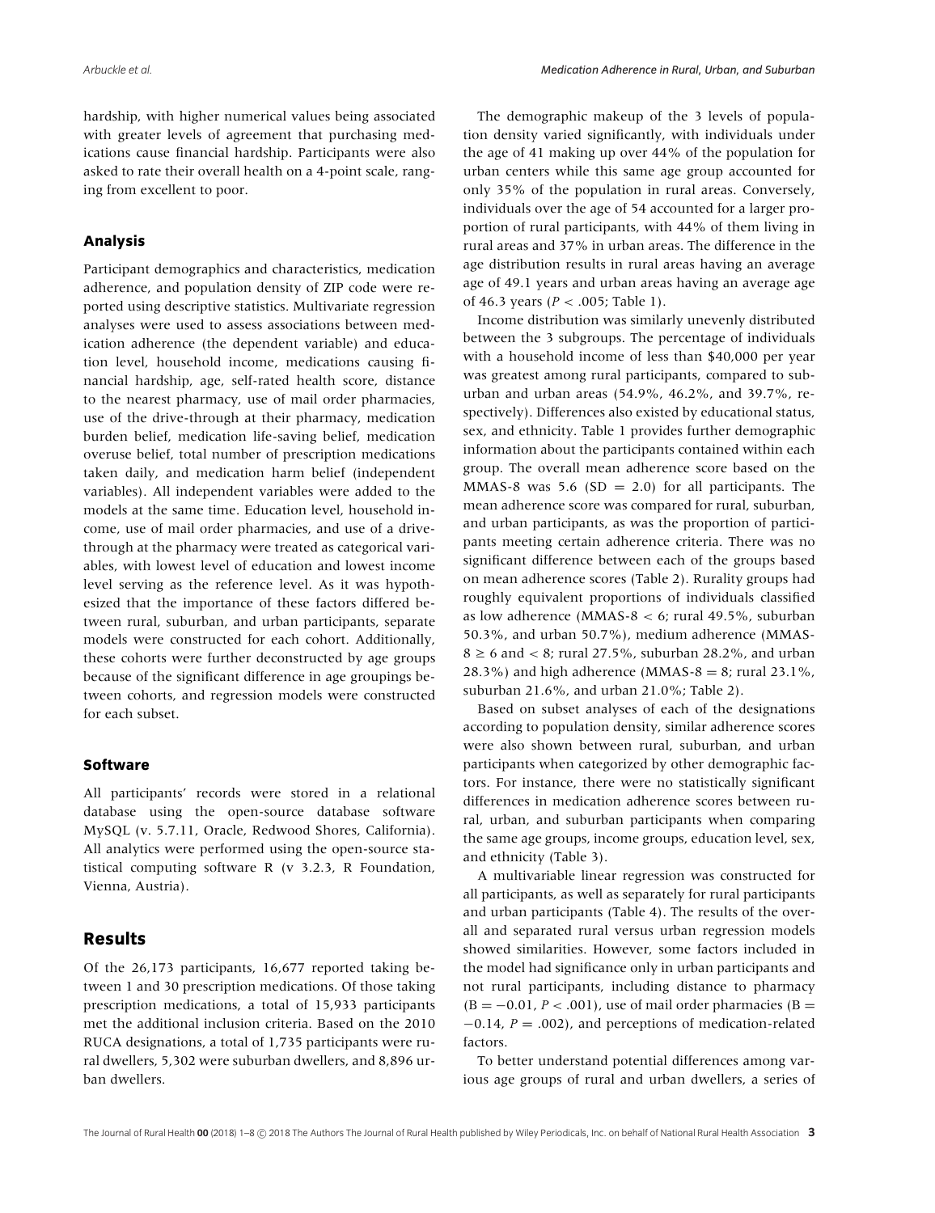hardship, with higher numerical values being associated with greater levels of agreement that purchasing medications cause financial hardship. Participants were also asked to rate their overall health on a 4-point scale, ranging from excellent to poor.

### Analysis

Participant demographics and characteristics, medication adherence, and population density of ZIP code were reported using descriptive statistics. Multivariate regression analyses were used to assess associations between medication adherence (the dependent variable) and education level, household income, medications causing financial hardship, age, self-rated health score, distance to the nearest pharmacy, use of mail order pharmacies, use of the drive-through at their pharmacy, medication burden belief, medication life-saving belief, medication overuse belief, total number of prescription medications taken daily, and medication harm belief (independent variables). All independent variables were added to the models at the same time. Education level, household income, use of mail order pharmacies, and use of a drive-through at the pharmacy were treated as categorical variables, with lowest level of education and lowest income level serving as the reference level. As it was hypothesized that the importance of these factors differed between rural, suburban, and urban participants, separate models were constructed for each cohort. Additionally, these cohorts were further deconstructed by age groups because of the significant difference in age groupings between cohorts, and regression models were constructed for each subset.

### Software

All participants' records were stored in a relational database using the open-source database software MySQL (v. 5.7.11, Oracle, Redwood Shores, California). All analytics were performed using the open-source statistical computing software R (v 3.2.3, R Foundation, Vienna, Austria).

## Results

Of the 26,173 participants, 16,677 reported taking between 1 and 30 prescription medications. Of those taking prescription medications, a total of 15,933 participants met the additional inclusion criteria. Based on the 2010 RUCA designations, a total of 1,735 participants were rural dwellers, 5,302 were suburban dwellers, and 8,896 urban dwellers.

The demographic makeup of the 3 levels of population density varied significantly, with individuals under the age of 41 making up over 44% of the population for urban centers while this same age group accounted for only 35% of the population in rural areas. Conversely, individuals over the age of 54 accounted for a larger proportion of rural participants, with 44% of them living in rural areas and 37% in urban areas. The difference in the age distribution results in rural areas having an average age of 49.1 years and urban areas having an average age of 46.3 years ($P < .005$; Table 1).

Income distribution was similarly unevenly distributed between the 3 subgroups. The percentage of individuals with a household income of less than $40,000 per year was greatest among rural participants, compared to suburban and urban areas (54.9%, 46.2%, and 39.7%, respectively). Differences also existed by educational status, sex, and ethnicity. Table 1 provides further demographic information about the participants contained within each group. The overall mean adherence score based on the MMAS-8 was 5.6 (SD = 2.0) for all participants. The mean adherence score was compared for rural, suburban, and urban participants, as was the proportion of participants meeting certain adherence criteria. There was no significant difference between each of the groups based on mean adherence scores (Table 2). Rurality groups had roughly equivalent proportions of individuals classified as low adherence (MMAS-8 $< 6$; rural 49.5%, suburban 50.3%, and urban 50.7%), medium adherence (MMAS-8 $\geq 6$ and $< 8$; rural 27.5%, suburban 28.2%, and urban 28.3%) and high adherence (MMAS-8 = 8; rural 23.1%, suburban 21.6%, and urban 21.0%; Table 2).

Based on subset analyses of each of the designations according to population density, similar adherence scores were also shown between rural, suburban, and urban participants when categorized by other demographic factors. For instance, there were no statistically significant differences in medication adherence scores between rural, urban, and suburban participants when comparing the same age groups, income groups, education level, sex, and ethnicity (Table 3).

A multivariable linear regression was constructed for all participants, as well as separately for rural participants and urban participants (Table 4). The results of the overall and separated rural versus urban regression models showed similarities. However, some factors included in the model had significance only in urban participants and not rural participants, including distance to pharmacy ($B = -0.01$, $P < .001$), use of mail order pharmacies ($B = -0.14$, $P = .002$), and perceptions of medication-related factors.

To better understand potential differences among various age groups of rural and urban dwellers, a series of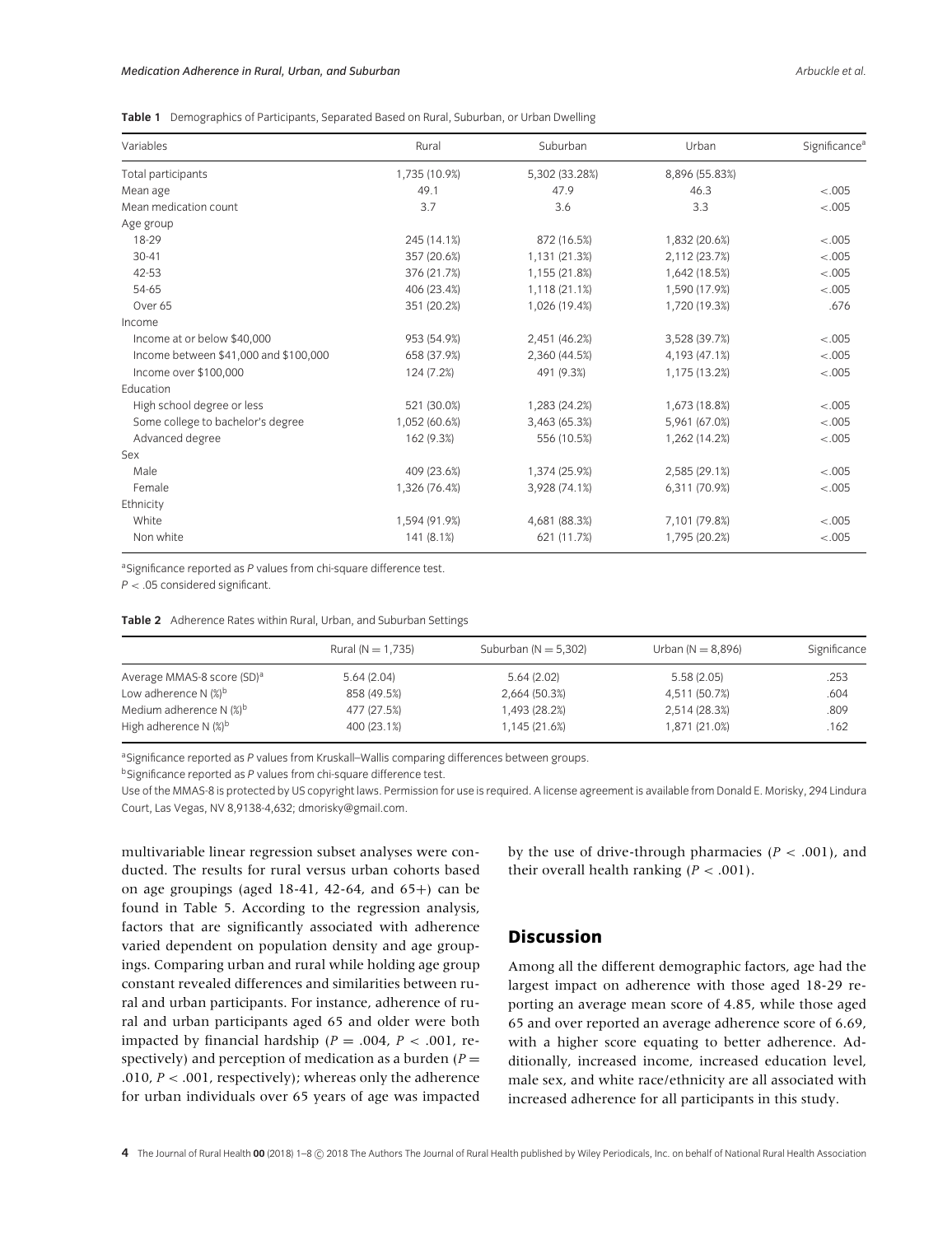**Table 1** Demographics of Participants, Separated Based on Rural, Suburban, or Urban Dwelling

| Variables | Rural | Suburban | Urban | Significance[a] |
|---|---|---|---|---|
| Total participants | 1,735 (10.9%) | 5,302 (33.28%) | 8,896 (55.83%) | |
| Mean age | 49.1 | 47.9 | 46.3 | <.005 |
| Mean medication count | 3.7 | 3.6 | 3.3 | <.005 |
| Age group | | | | |
| 18-29 | 245 (14.1%) | 872 (16.5%) | 1,832 (20.6%) | <.005 |
| 30-41 | 357 (20.6%) | 1,131 (21.3%) | 2,112 (23.7%) | <.005 |
| 42-53 | 376 (21.7%) | 1,155 (21.8%) | 1,642 (18.5%) | <.005 |
| 54-65 | 406 (23.4%) | 1,118 (21.1%) | 1,590 (17.9%) | <.005 |
| Over 65 | 351 (20.2%) | 1,026 (19.4%) | 1,720 (19.3%) | .676 |
| Income | | | | |
| Income at or below $40,000 | 953 (54.9%) | 2,451 (46.2%) | 3,528 (39.7%) | <.005 |
| Income between $41,000 and $100,000 | 658 (37.9%) | 2,360 (44.5%) | 4,193 (47.1%) | <.005 |
| Income over $100,000 | 124 (7.2%) | 491 (9.3%) | 1,175 (13.2%) | <.005 |
| Education | | | | |
| High school degree or less | 521 (30.0%) | 1,283 (24.2%) | 1,673 (18.8%) | <.005 |
| Some college to bachelor's degree | 1,052 (60.6%) | 3,463 (65.3%) | 5,961 (67.0%) | <.005 |
| Advanced degree | 162 (9.3%) | 556 (10.5%) | 1,262 (14.2%) | <.005 |
| Sex | | | | |
| Male | 409 (23.6%) | 1,374 (25.9%) | 2,585 (29.1%) | <.005 |
| Female | 1,326 (76.4%) | 3,928 (74.1%) | 6,311 (70.9%) | <.005 |
| Ethnicity | | | | |
| White | 1,594 (91.9%) | 4,681 (88.3%) | 7,101 (79.8%) | <.005 |
| Non white | 141 (8.1%) | 621 (11.7%) | 1,795 (20.2%) | <.005 |

[a]Significance reported as *P* values from chi-square difference test.
$P < .05$ considered significant.

**Table 2** Adherence Rates within Rural, Urban, and Suburban Settings

| | Rural (N = 1,735) | Suburban (N = 5,302) | Urban (N = 8,896) | Significance |
|---|---|---|---|---|
| Average MMAS-8 score (SD)[a] | 5.64 (2.04) | 5.64 (2.02) | 5.58 (2.05) | .253 |
| Low adherence N (%)[b] | 858 (49.5%) | 2,664 (50.3%) | 4,511 (50.7%) | .604 |
| Medium adherence N (%)[b] | 477 (27.5%) | 1,493 (28.2%) | 2,514 (28.3%) | .809 |
| High adherence N (%)[b] | 400 (23.1%) | 1,145 (21.6%) | 1,871 (21.0%) | .162 |

[a]Significance reported as *P* values from Kruskall–Wallis comparing differences between groups.
[b]Significance reported as *P* values from chi-square difference test.
Use of the MMAS-8 is protected by US copyright laws. Permission for use is required. A license agreement is available from Donald E. Morisky, 294 Lindura Court, Las Vegas, NV 8,9138-4,632; dmorisky@gmail.com.

multivariable linear regression subset analyses were conducted. The results for rural versus urban cohorts based on age groupings (aged 18-41, 42-64, and 65+) can be found in Table 5. According to the regression analysis, factors that are significantly associated with adherence varied dependent on population density and age groupings. Comparing urban and rural while holding age group constant revealed differences and similarities between rural and urban participants. For instance, adherence of rural and urban participants aged 65 and older were both impacted by financial hardship ($P = .004$, $P < .001$, respectively) and perception of medication as a burden ($P = .010$, $P < .001$, respectively); whereas only the adherence for urban individuals over 65 years of age was impacted by the use of drive-through pharmacies ($P < .001$), and their overall health ranking ($P < .001$).

## Discussion

Among all the different demographic factors, age had the largest impact on adherence with those aged 18-29 reporting an average mean score of 4.85, while those aged 65 and over reported an average adherence score of 6.69, with a higher score equating to better adherence. Additionally, increased income, increased education level, male sex, and white race/ethnicity are all associated with increased adherence for all participants in this study.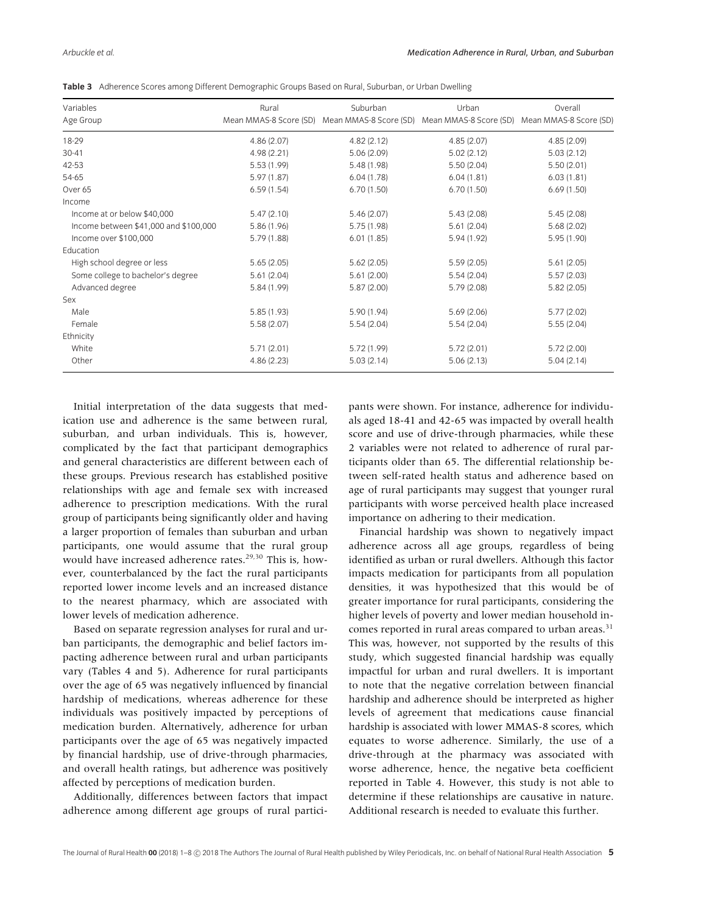**Table 3** Adherence Scores among Different Demographic Groups Based on Rural, Suburban, or Urban Dwelling

| Variables | Rural | Suburban | Urban | Overall |
|---|---|---|---|---|
| Age Group | Mean MMAS-8 Score (SD) | Mean MMAS-8 Score (SD) | Mean MMAS-8 Score (SD) | Mean MMAS-8 Score (SD) |
| 18-29 | 4.86 (2.07) | 4.82 (2.12) | 4.85 (2.07) | 4.85 (2.09) |
| 30-41 | 4.98 (2.21) | 5.06 (2.09) | 5.02 (2.12) | 5.03 (2.12) |
| 42-53 | 5.53 (1.99) | 5.48 (1.98) | 5.50 (2.04) | 5.50 (2.01) |
| 54-65 | 5.97 (1.87) | 6.04 (1.78) | 6.04 (1.81) | 6.03 (1.81) |
| Over 65 | 6.59 (1.54) | 6.70 (1.50) | 6.70 (1.50) | 6.69 (1.50) |
| Income | | | | |
| Income at or below $40,000 | 5.47 (2.10) | 5.46 (2.07) | 5.43 (2.08) | 5.45 (2.08) |
| Income between $41,000 and $100,000 | 5.86 (1.96) | 5.75 (1.98) | 5.61 (2.04) | 5.68 (2.02) |
| Income over $100,000 | 5.79 (1.88) | 6.01 (1.85) | 5.94 (1.92) | 5.95 (1.90) |
| Education | | | | |
| High school degree or less | 5.65 (2.05) | 5.62 (2.05) | 5.59 (2.05) | 5.61 (2.05) |
| Some college to bachelor's degree | 5.61 (2.04) | 5.61 (2.00) | 5.54 (2.04) | 5.57 (2.03) |
| Advanced degree | 5.84 (1.99) | 5.87 (2.00) | 5.79 (2.08) | 5.82 (2.05) |
| Sex | | | | |
| Male | 5.85 (1.93) | 5.90 (1.94) | 5.69 (2.06) | 5.77 (2.02) |
| Female | 5.58 (2.07) | 5.54 (2.04) | 5.54 (2.04) | 5.55 (2.04) |
| Ethnicity | | | | |
| White | 5.71 (2.01) | 5.72 (1.99) | 5.72 (2.01) | 5.72 (2.00) |
| Other | 4.86 (2.23) | 5.03 (2.14) | 5.06 (2.13) | 5.04 (2.14) |

Initial interpretation of the data suggests that medication use and adherence is the same between rural, suburban, and urban individuals. This is, however, complicated by the fact that participant demographics and general characteristics are different between each of these groups. Previous research has established positive relationships with age and female sex with increased adherence to prescription medications. With the rural group of participants being significantly older and having a larger proportion of females than suburban and urban participants, one would assume that the rural group would have increased adherence rates.[29,30] This is, however, counterbalanced by the fact the rural participants reported lower income levels and an increased distance to the nearest pharmacy, which are associated with lower levels of medication adherence.

Based on separate regression analyses for rural and urban participants, the demographic and belief factors impacting adherence between rural and urban participants vary (Tables 4 and 5). Adherence for rural participants over the age of 65 was negatively influenced by financial hardship of medications, whereas adherence for these individuals was positively impacted by perceptions of medication burden. Alternatively, adherence for urban participants over the age of 65 was negatively impacted by financial hardship, use of drive-through pharmacies, and overall health ratings, but adherence was positively affected by perceptions of medication burden.

Additionally, differences between factors that impact adherence among different age groups of rural participants were shown. For instance, adherence for individuals aged 18-41 and 42-65 was impacted by overall health score and use of drive-through pharmacies, while these 2 variables were not related to adherence of rural participants older than 65. The differential relationship between self-rated health status and adherence based on age of rural participants may suggest that younger rural participants with worse perceived health place increased importance on adhering to their medication.

Financial hardship was shown to negatively impact adherence across all age groups, regardless of being identified as urban or rural dwellers. Although this factor impacts medication for participants from all population densities, it was hypothesized that this would be of greater importance for rural participants, considering the higher levels of poverty and lower median household incomes reported in rural areas compared to urban areas.[31] This was, however, not supported by the results of this study, which suggested financial hardship was equally impactful for urban and rural dwellers. It is important to note that the negative correlation between financial hardship and adherence should be interpreted as higher levels of agreement that medications cause financial hardship is associated with lower MMAS-8 scores, which equates to worse adherence. Similarly, the use of a drive-through at the pharmacy was associated with worse adherence, hence, the negative beta coefficient reported in Table 4. However, this study is not able to determine if these relationships are causative in nature. Additional research is needed to evaluate this further.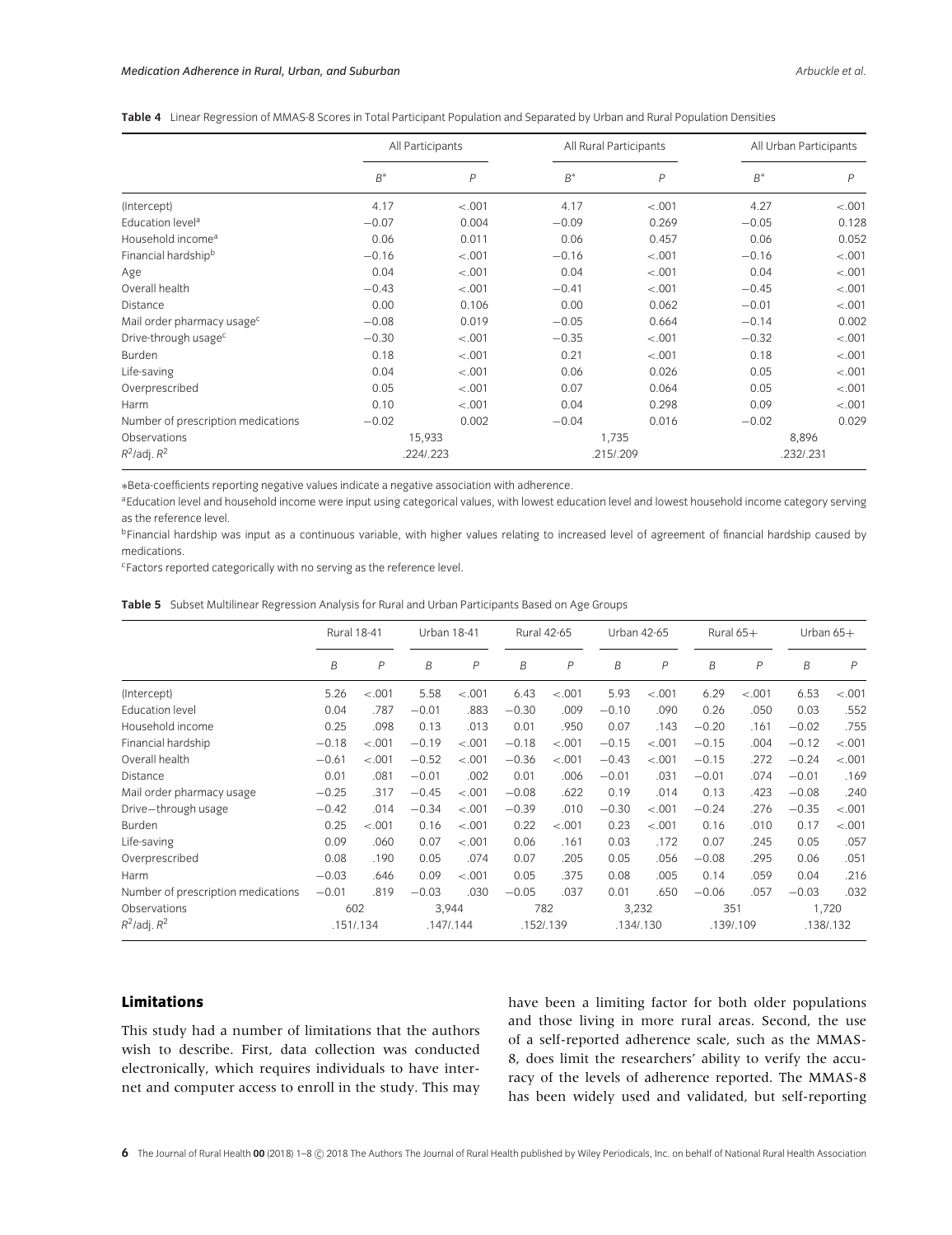**Table 4** Linear Regression of MMAS-8 Scores in Total Participant Population and Separated by Urban and Rural Population Densities

| | All Participants | | All Rural Participants | | All Urban Participants | |
|---|---|---|---|---|---|---|
| | $B^*$ | $P$ | $B^*$ | $P$ | $B^*$ | $P$ |
| (Intercept) | 4.17 | <.001 | 4.17 | <.001 | 4.27 | <.001 |
| Education level[a] | −0.07 | 0.004 | −0.09 | 0.269 | −0.05 | 0.128 |
| Household income[a] | 0.06 | 0.011 | 0.06 | 0.457 | 0.06 | 0.052 |
| Financial hardship[b] | −0.16 | <.001 | −0.16 | <.001 | −0.16 | <.001 |
| Age | 0.04 | <.001 | 0.04 | <.001 | 0.04 | <.001 |
| Overall health | −0.43 | <.001 | −0.41 | <.001 | −0.45 | <.001 |
| Distance | 0.00 | 0.106 | 0.00 | 0.062 | −0.01 | <.001 |
| Mail order pharmacy usage[c] | −0.08 | 0.019 | −0.05 | 0.664 | −0.14 | 0.002 |
| Drive-through usage[c] | −0.30 | <.001 | −0.35 | <.001 | −0.32 | <.001 |
| Burden | 0.18 | <.001 | 0.21 | <.001 | 0.18 | <.001 |
| Life-saving | 0.04 | <.001 | 0.06 | 0.026 | 0.05 | <.001 |
| Overprescribed | 0.05 | <.001 | 0.07 | 0.064 | 0.05 | <.001 |
| Harm | 0.10 | <.001 | 0.04 | 0.298 | 0.09 | <.001 |
| Number of prescription medications | −0.02 | 0.002 | −0.04 | 0.016 | −0.02 | 0.029 |
| Observations | 15,933 | | 1,735 | | 8,896 | |
| $R^2$/adj. $R^2$ | .224/.223 | | .215/.209 | | .232/.231 | |

*Beta-coefficients reporting negative values indicate a negative association with adherence.

[a]Education level and household income were input using categorical values, with lowest education level and lowest household income category serving as the reference level.

[b]Financial hardship was input as a continuous variable, with higher values relating to increased level of agreement of financial hardship caused by medications.

[c]Factors reported categorically with no serving as the reference level.

**Table 5** Subset Multilinear Regression Analysis for Rural and Urban Participants Based on Age Groups

| | Rural 18-41 | | Urban 18-41 | | Rural 42-65 | | Urban 42-65 | | Rural 65+ | | Urban 65+ | |
|---|---|---|---|---|---|---|---|---|---|---|---|---|
| | $B$ | $P$ | $B$ | $P$ | $B$ | $P$ | $B$ | $P$ | $B$ | $P$ | $B$ | $P$ |
| (Intercept) | 5.26 | <.001 | 5.58 | <.001 | 6.43 | <.001 | 5.93 | <.001 | 6.29 | <.001 | 6.53 | <.001 |
| Education level | 0.04 | .787 | −0.01 | .883 | −0.30 | .009 | −0.10 | .090 | 0.26 | .050 | 0.03 | .552 |
| Household income | 0.25 | .098 | 0.13 | .013 | 0.01 | .950 | 0.07 | .143 | −0.20 | .161 | −0.02 | .755 |
| Financial hardship | −0.18 | <.001 | −0.19 | <.001 | −0.18 | <.001 | −0.15 | <.001 | −0.15 | .004 | −0.12 | <.001 |
| Overall health | −0.61 | <.001 | −0.52 | <.001 | −0.36 | <.001 | −0.43 | <.001 | −0.15 | .272 | −0.24 | <.001 |
| Distance | 0.01 | .081 | −0.01 | .002 | 0.01 | .006 | −0.01 | .031 | −0.01 | .074 | −0.01 | .169 |
| Mail order pharmacy usage | −0.25 | .317 | −0.45 | <.001 | −0.08 | .622 | 0.19 | .014 | 0.13 | .423 | −0.08 | .240 |
| Drive–through usage | −0.42 | .014 | −0.34 | <.001 | −0.39 | .010 | −0.30 | <.001 | −0.24 | .276 | −0.35 | <.001 |
| Burden | 0.25 | <.001 | 0.16 | <.001 | 0.22 | <.001 | 0.23 | <.001 | 0.16 | .010 | 0.17 | <.001 |
| Life-saving | 0.09 | .060 | 0.07 | <.001 | 0.06 | .161 | 0.03 | .172 | 0.07 | .245 | 0.05 | .057 |
| Overprescribed | 0.08 | .190 | 0.05 | .074 | 0.07 | .205 | 0.05 | .056 | −0.08 | .295 | 0.06 | .051 |
| Harm | −0.03 | .646 | 0.09 | <.001 | 0.05 | .375 | 0.08 | .005 | 0.14 | .059 | 0.04 | .216 |
| Number of prescription medications | −0.01 | .819 | −0.03 | .030 | −0.05 | .037 | 0.01 | .650 | −0.06 | .057 | −0.03 | .032 |
| Observations | 602 | | 3,944 | | 782 | | 3,232 | | 351 | | 1,720 | |
| $R^2$/adj. $R^2$ | .151/.134 | | .147/.144 | | .152/.139 | | .134/.130 | | .139/.109 | | .138/.132 | |

## Limitations

This study had a number of limitations that the authors wish to describe. First, data collection was conducted electronically, which requires individuals to have internet and computer access to enroll in the study. This may have been a limiting factor for both older populations and those living in more rural areas. Second, the use of a self-reported adherence scale, such as the MMAS-8, does limit the researchers' ability to verify the accuracy of the levels of adherence reported. The MMAS-8 has been widely used and validated, but self-reporting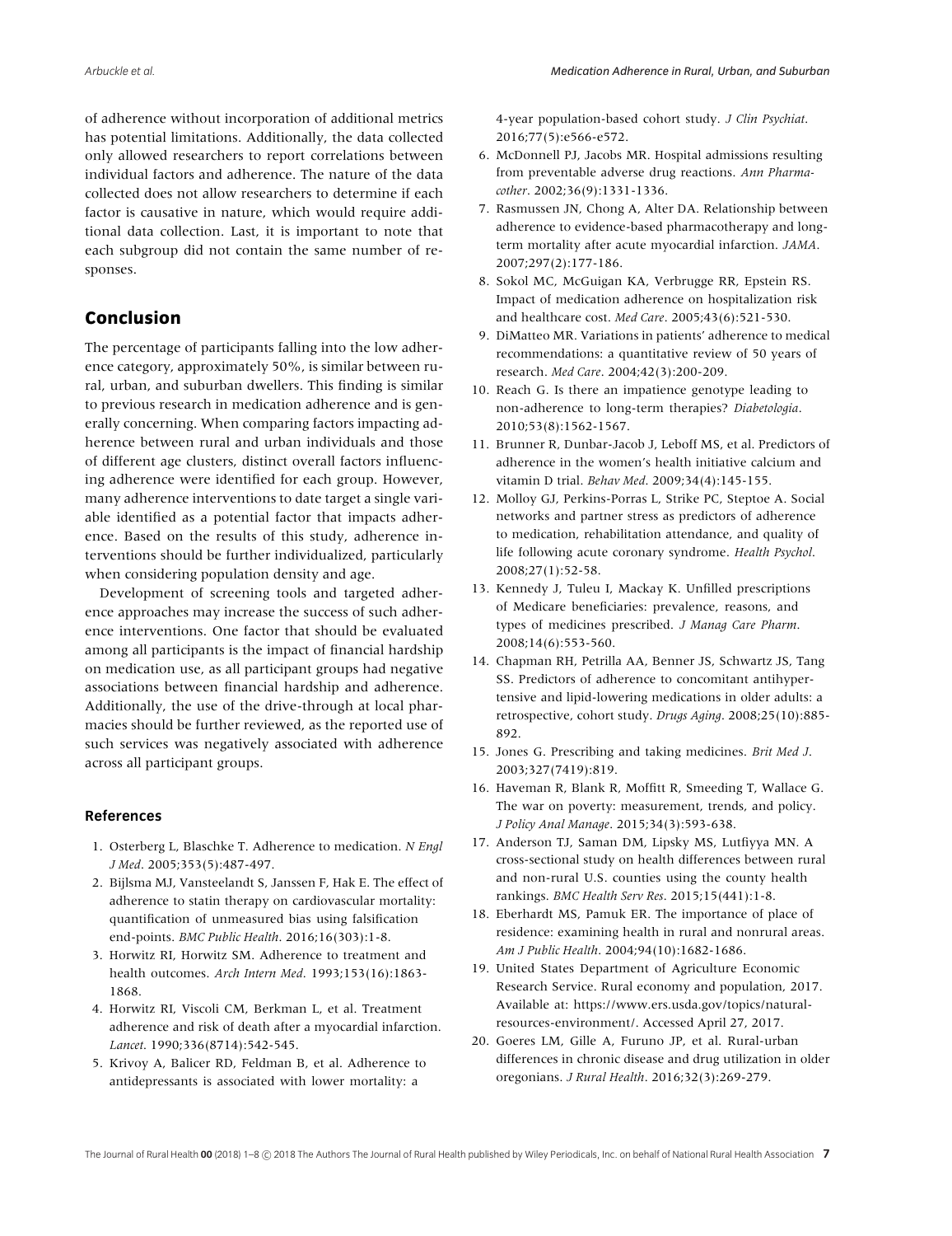of adherence without incorporation of additional metrics has potential limitations. Additionally, the data collected only allowed researchers to report correlations between individual factors and adherence. The nature of the data collected does not allow researchers to determine if each factor is causative in nature, which would require additional data collection. Last, it is important to note that each subgroup did not contain the same number of responses.

## Conclusion

The percentage of participants falling into the low adherence category, approximately 50%, is similar between rural, urban, and suburban dwellers. This finding is similar to previous research in medication adherence and is generally concerning. When comparing factors impacting adherence between rural and urban individuals and those of different age clusters, distinct overall factors influencing adherence were identified for each group. However, many adherence interventions to date target a single variable identified as a potential factor that impacts adherence. Based on the results of this study, adherence interventions should be further individualized, particularly when considering population density and age.

Development of screening tools and targeted adherence approaches may increase the success of such adherence interventions. One factor that should be evaluated among all participants is the impact of financial hardship on medication use, as all participant groups had negative associations between financial hardship and adherence. Additionally, the use of the drive-through at local pharmacies should be further reviewed, as the reported use of such services was negatively associated with adherence across all participant groups.

### References

1. Osterberg L, Blaschke T. Adherence to medication. *N Engl J Med*. 2005;353(5):487-497.
2. Bijlsma MJ, Vansteelandt S, Janssen F, Hak E. The effect of adherence to statin therapy on cardiovascular mortality: quantification of unmeasured bias using falsification end-points. *BMC Public Health*. 2016;16(303):1-8.
3. Horwitz RI, Horwitz SM. Adherence to treatment and health outcomes. *Arch Intern Med*. 1993;153(16):1863-1868.
4. Horwitz RI, Viscoli CM, Berkman L, et al. Treatment adherence and risk of death after a myocardial infarction. *Lancet*. 1990;336(8714):542-545.
5. Krivoy A, Balicer RD, Feldman B, et al. Adherence to antidepressants is associated with lower mortality: a 4-year population-based cohort study. *J Clin Psychiat*. 2016;77(5):e566-e572.
6. McDonnell PJ, Jacobs MR. Hospital admissions resulting from preventable adverse drug reactions. *Ann Pharmacother*. 2002;36(9):1331-1336.
7. Rasmussen JN, Chong A, Alter DA. Relationship between adherence to evidence-based pharmacotherapy and long-term mortality after acute myocardial infarction. *JAMA*. 2007;297(2):177-186.
8. Sokol MC, McGuigan KA, Verbrugge RR, Epstein RS. Impact of medication adherence on hospitalization risk and healthcare cost. *Med Care*. 2005;43(6):521-530.
9. DiMatteo MR. Variations in patients' adherence to medical recommendations: a quantitative review of 50 years of research. *Med Care*. 2004;42(3):200-209.
10. Reach G. Is there an impatience genotype leading to non-adherence to long-term therapies? *Diabetologia*. 2010;53(8):1562-1567.
11. Brunner R, Dunbar-Jacob J, Leboff MS, et al. Predictors of adherence in the women's health initiative calcium and vitamin D trial. *Behav Med*. 2009;34(4):145-155.
12. Molloy GJ, Perkins-Porras L, Strike PC, Steptoe A. Social networks and partner stress as predictors of adherence to medication, rehabilitation attendance, and quality of life following acute coronary syndrome. *Health Psychol*. 2008;27(1):52-58.
13. Kennedy J, Tuleu I, Mackay K. Unfilled prescriptions of Medicare beneficiaries: prevalence, reasons, and types of medicines prescribed. *J Manag Care Pharm*. 2008;14(6):553-560.
14. Chapman RH, Petrilla AA, Benner JS, Schwartz JS, Tang SS. Predictors of adherence to concomitant antihypertensive and lipid-lowering medications in older adults: a retrospective, cohort study. *Drugs Aging*. 2008;25(10):885-892.
15. Jones G. Prescribing and taking medicines. *Brit Med J*. 2003;327(7419):819.
16. Haveman R, Blank R, Moffitt R, Smeeding T, Wallace G. The war on poverty: measurement, trends, and policy. *J Policy Anal Manage*. 2015;34(3):593-638.
17. Anderson TJ, Saman DM, Lipsky MS, Lutfiyya MN. A cross-sectional study on health differences between rural and non-rural U.S. counties using the county health rankings. *BMC Health Serv Res*. 2015;15(441):1-8.
18. Eberhardt MS, Pamuk ER. The importance of place of residence: examining health in rural and nonrural areas. *Am J Public Health*. 2004;94(10):1682-1686.
19. United States Department of Agriculture Economic Research Service. Rural economy and population, 2017. Available at: https://www.ers.usda.gov/topics/natural-resources-environment/. Accessed April 27, 2017.
20. Goeres LM, Gille A, Furuno JP, et al. Rural-urban differences in chronic disease and drug utilization in older oregonians. *J Rural Health*. 2016;32(3):269-279.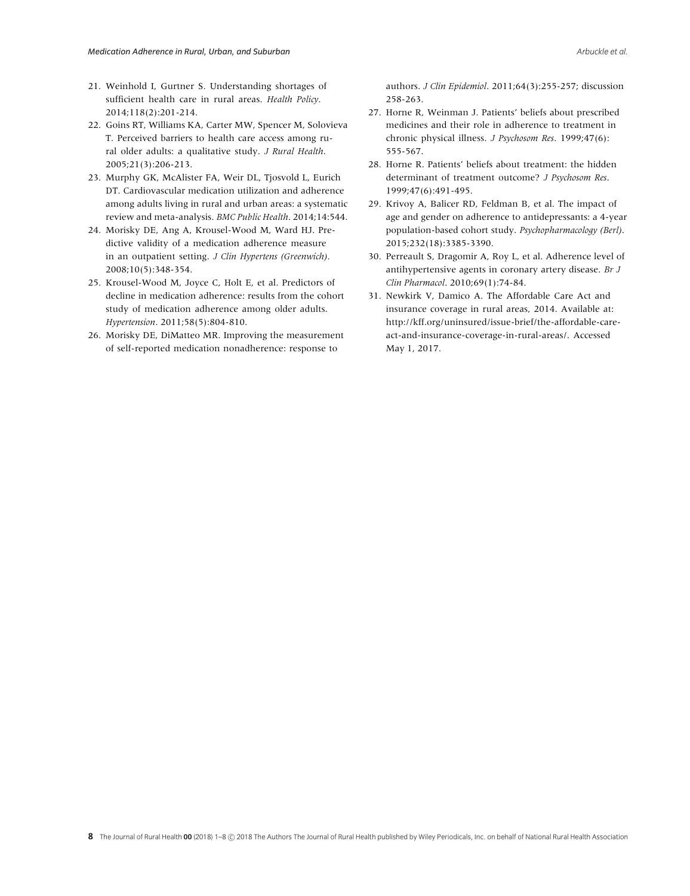21. Weinhold I, Gurtner S. Understanding shortages of sufficient health care in rural areas. *Health Policy*. 2014;118(2):201-214.
22. Goins RT, Williams KA, Carter MW, Spencer M, Solovieva T. Perceived barriers to health care access among rural older adults: a qualitative study. *J Rural Health*. 2005;21(3):206-213.
23. Murphy GK, McAlister FA, Weir DL, Tjosvold L, Eurich DT. Cardiovascular medication utilization and adherence among adults living in rural and urban areas: a systematic review and meta-analysis. *BMC Public Health*. 2014;14:544.
24. Morisky DE, Ang A, Krousel-Wood M, Ward HJ. Predictive validity of a medication adherence measure in an outpatient setting. *J Clin Hypertens (Greenwich)*. 2008;10(5):348-354.
25. Krousel-Wood M, Joyce C, Holt E, et al. Predictors of decline in medication adherence: results from the cohort study of medication adherence among older adults. *Hypertension*. 2011;58(5):804-810.
26. Morisky DE, DiMatteo MR. Improving the measurement of self-reported medication nonadherence: response to authors. *J Clin Epidemiol*. 2011;64(3):255-257; discussion 258-263.
27. Horne R, Weinman J. Patients' beliefs about prescribed medicines and their role in adherence to treatment in chronic physical illness. *J Psychosom Res*. 1999;47(6): 555-567.
28. Horne R. Patients' beliefs about treatment: the hidden determinant of treatment outcome? *J Psychosom Res*. 1999;47(6):491-495.
29. Krivoy A, Balicer RD, Feldman B, et al. The impact of age and gender on adherence to antidepressants: a 4-year population-based cohort study. *Psychopharmacology (Berl)*. 2015;232(18):3385-3390.
30. Perreault S, Dragomir A, Roy L, et al. Adherence level of antihypertensive agents in coronary artery disease. *Br J Clin Pharmacol*. 2010;69(1):74-84.
31. Newkirk V, Damico A. The Affordable Care Act and insurance coverage in rural areas, 2014. Available at: http://kff.org/uninsured/issue-brief/the-affordable-care-act-and-insurance-coverage-in-rural-areas/. Accessed May 1, 2017.